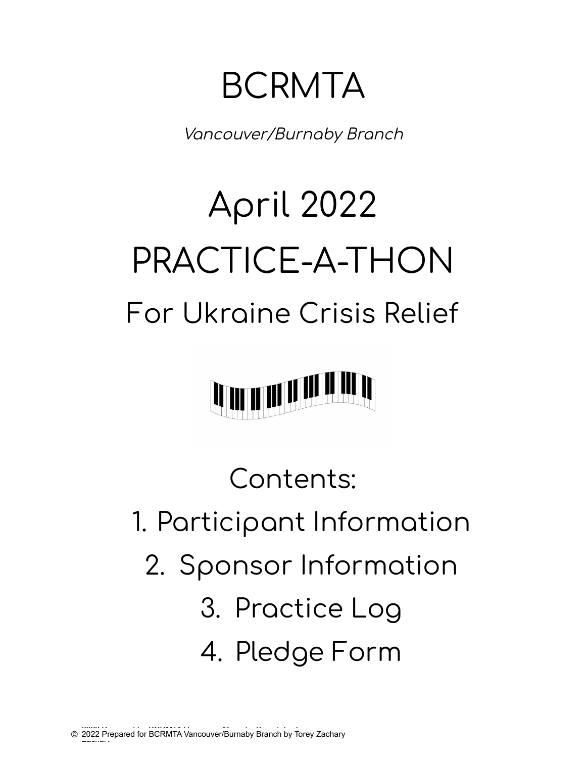# BCRMTA

*Vancouver/Burnaby Branch*

# April 2022 PRACTICE-A-THON

## For Ukraine Crisis Relief

Contents:

1. Participant Information
2. Sponsor Information
3. Practice Log
4. Pledge Form

© 2022 Prepared for BCRMTA Vancouver/Burnaby Branch by Torey Zachary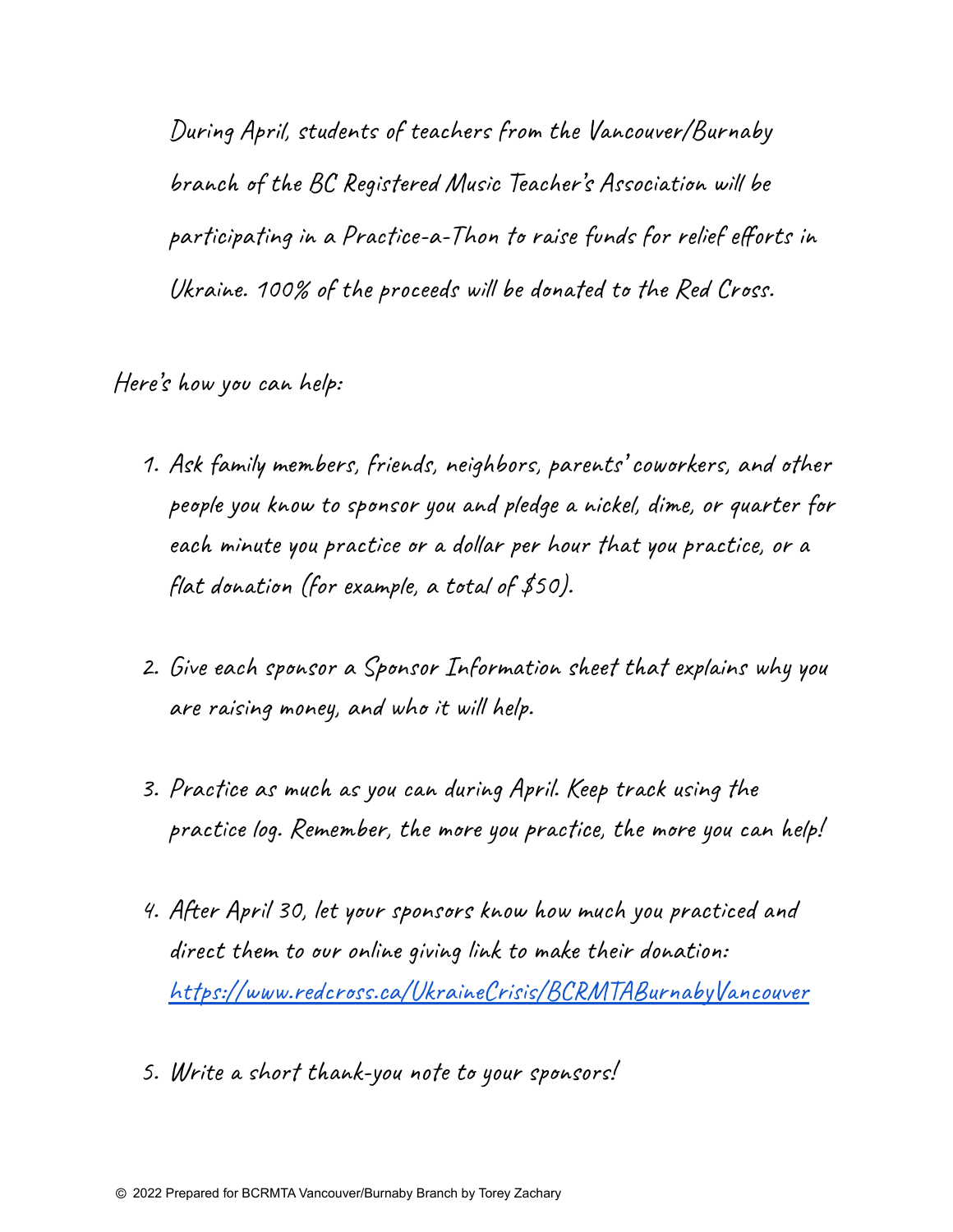During April, students of teachers from the Vancouver/Burnaby branch of the BC Registered Music Teacher's Association will be participating in a Practice-a-Thon to raise funds for relief efforts in Ukraine. 100% of the proceeds will be donated to the Red Cross.

Here's how you can help:

1. Ask family members, friends, neighbors, parents' coworkers, and other people you know to sponsor you and pledge a nickel, dime, or quarter for each minute you practice or a dollar per hour that you practice, or a flat donation (for example, a total of $50).

2. Give each sponsor a Sponsor Information sheet that explains why you are raising money, and who it will help.

3. Practice as much as you can during April. Keep track using the practice log. Remember, the more you practice, the more you can help!

4. After April 30, let your sponsors know how much you practiced and direct them to our online giving link to make their donation: https://www.redcross.ca/UkraineCrisis/BCRMTABurnabyVancouver

5. Write a short thank-you note to your sponsors!

© 2022 Prepared for BCRMTA Vancouver/Burnaby Branch by Torey Zachary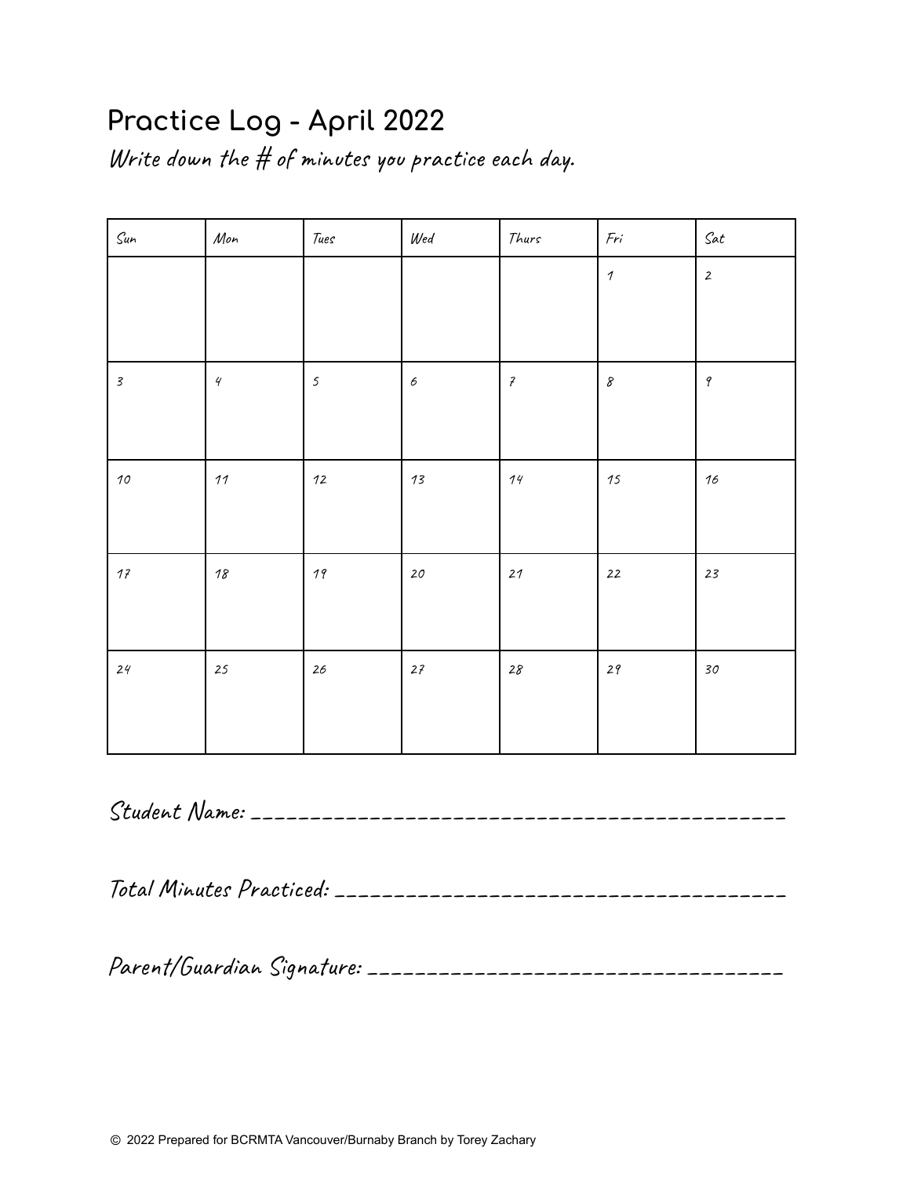# Practice Log - April 2022

*Write down the # of minutes you practice each day.*

| Sun | Mon | Tues | Wed | Thurs | Fri | Sat |
|---|---|---|---|---|---|---|
| | | | | | 1 | 2 |
| 3 | 4 | 5 | 6 | 7 | 8 | 9 |
| 10 | 11 | 12 | 13 | 14 | 15 | 16 |
| 17 | 18 | 19 | 20 | 21 | 22 | 23 |
| 24 | 25 | 26 | 27 | 28 | 29 | 30 |

Student Name: ___________________________________________

Total Minutes Practiced: _____________________________________

Parent/Guardian Signature: ___________________________________

© 2022 Prepared for BCRMTA Vancouver/Burnaby Branch by Torey Zachary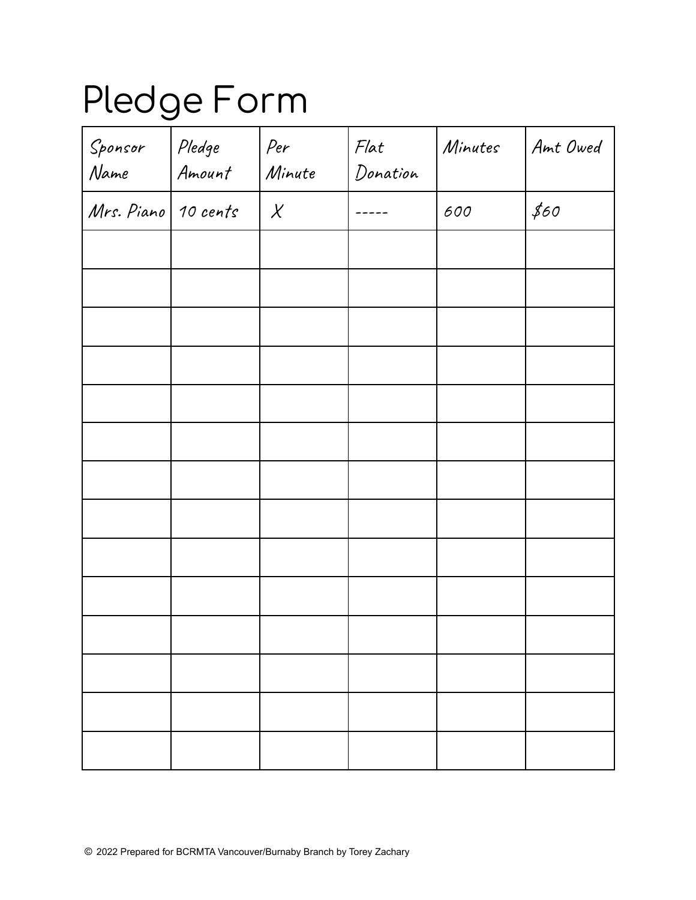# Pledge Form

| Sponsor Name | Pledge Amount | Per Minute | Flat Donation | Minutes | Amt Owed |
|---|---|---|---|---|---|
| Mrs. Piano | 10 cents | X | ----- | 600 | $60 |
| | | | | | |
| | | | | | |
| | | | | | |
| | | | | | |
| | | | | | |
| | | | | | |
| | | | | | |
| | | | | | |
| | | | | | |
| | | | | | |
| | | | | | |
| | | | | | |
| | | | | | |
| | | | | | |

© 2022 Prepared for BCRMTA Vancouver/Burnaby Branch by Torey Zachary